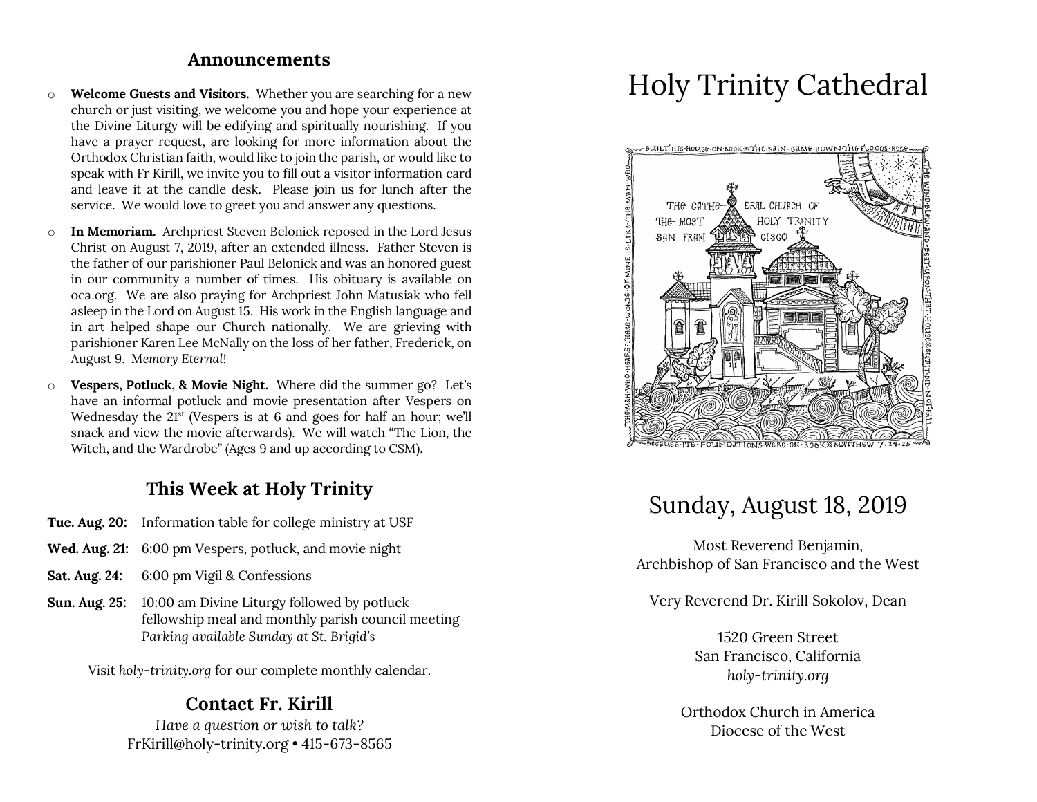## Announcements

- **Welcome Guests and Visitors.** Whether you are searching for a new church or just visiting, we welcome you and hope your experience at the Divine Liturgy will be edifying and spiritually nourishing. If you have a prayer request, are looking for more information about the Orthodox Christian faith, would like to join the parish, or would like to speak with Fr Kirill, we invite you to fill out a visitor information card and leave it at the candle desk. Please join us for lunch after the service. We would love to greet you and answer any questions.
- **In Memoriam.** Archpriest Steven Belonick reposed in the Lord Jesus Christ on August 7, 2019, after an extended illness. Father Steven is the father of our parishioner Paul Belonick and was an honored guest in our community a number of times. His obituary is available on oca.org. We are also praying for Archpriest John Matusiak who fell asleep in the Lord on August 15. His work in the English language and in art helped shape our Church nationally. We are grieving with parishioner Karen Lee McNally on the loss of her father, Frederick, on August 9. *Memory Eternal!*
- **Vespers, Potluck, & Movie Night.** Where did the summer go? Let's have an informal potluck and movie presentation after Vespers on Wednesday the 21st (Vespers is at 6 and goes for half an hour; we'll snack and view the movie afterwards). We will watch "The Lion, the Witch, and the Wardrobe" (Ages 9 and up according to CSM).

## This Week at Holy Trinity

**Tue. Aug. 20:** Information table for college ministry at USF

**Wed. Aug. 21:** 6:00 pm Vespers, potluck, and movie night

**Sat. Aug. 24:** 6:00 pm Vigil & Confessions

**Sun. Aug. 25:** 10:00 am Divine Liturgy followed by potluck fellowship meal and monthly parish council meeting
*Parking available Sunday at St. Brigid's*

Visit *holy-trinity.org* for our complete monthly calendar.

## Contact Fr. Kirill

*Have a question or wish to talk?*
FrKirill@holy-trinity.org • 415-673-8565

# Holy Trinity Cathedral

BUILT HIS HOUSE ON ROCK. THE RAIN CAME DOWN, THE FLOODS ROSE, THE WIND BLEW AND BEAT UPON THAT HOUSE, BUT IT DID NOT FALL BECAUSE ITS FOUNDATIONS WERE ON ROCK. MATTHEW 7. 24-25 THE MAN WHO HEARS THESE WORDS OF MINE IS LIKE THE MAN WHO

THE CATHEDRAL CHURCH OF THE MOST HOLY TRINITY SAN FRANCISCO

## Sunday, August 18, 2019

Most Reverend Benjamin,
Archbishop of San Francisco and the West

Very Reverend Dr. Kirill Sokolov, Dean

1520 Green Street
San Francisco, California
*holy-trinity.org*

Orthodox Church in America
Diocese of the West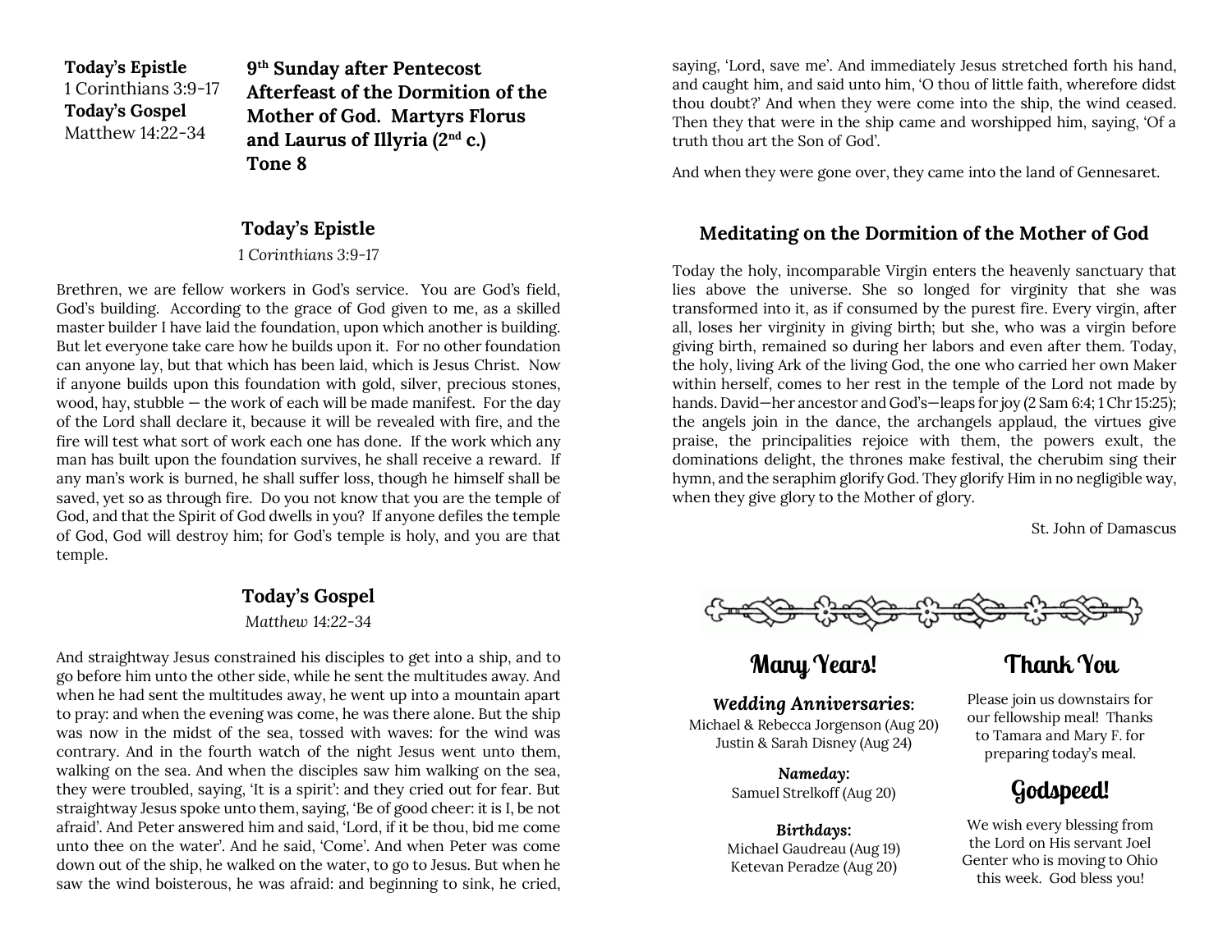**Today's Epistle**
1 Corinthians 3:9-17
**Today's Gospel**
Matthew 14:22-34

**9th Sunday after Pentecost**
**Afterfeast of the Dormition of the Mother of God. Martyrs Florus and Laurus of Illyria (2nd c.)**
**Tone 8**

## Today's Epistle

*1 Corinthians 3:9-17*

Brethren, we are fellow workers in God's service. You are God's field, God's building. According to the grace of God given to me, as a skilled master builder I have laid the foundation, upon which another is building. But let everyone take care how he builds upon it. For no other foundation can anyone lay, but that which has been laid, which is Jesus Christ. Now if anyone builds upon this foundation with gold, silver, precious stones, wood, hay, stubble — the work of each will be made manifest. For the day of the Lord shall declare it, because it will be revealed with fire, and the fire will test what sort of work each one has done. If the work which any man has built upon the foundation survives, he shall receive a reward. If any man's work is burned, he shall suffer loss, though he himself shall be saved, yet so as through fire. Do you not know that you are the temple of God, and that the Spirit of God dwells in you? If anyone defiles the temple of God, God will destroy him; for God's temple is holy, and you are that temple.

## Today's Gospel

*Matthew 14:22-34*

And straightway Jesus constrained his disciples to get into a ship, and to go before him unto the other side, while he sent the multitudes away. And when he had sent the multitudes away, he went up into a mountain apart to pray: and when the evening was come, he was there alone. But the ship was now in the midst of the sea, tossed with waves: for the wind was contrary. And in the fourth watch of the night Jesus went unto them, walking on the sea. And when the disciples saw him walking on the sea, they were troubled, saying, 'It is a spirit': and they cried out for fear. But straightway Jesus spoke unto them, saying, 'Be of good cheer: it is I, be not afraid'. And Peter answered him and said, 'Lord, if it be thou, bid me come unto thee on the water'. And he said, 'Come'. And when Peter was come down out of the ship, he walked on the water, to go to Jesus. But when he saw the wind boisterous, he was afraid: and beginning to sink, he cried, saying, 'Lord, save me'. And immediately Jesus stretched forth his hand, and caught him, and said unto him, 'O thou of little faith, wherefore didst thou doubt?' And when they were come into the ship, the wind ceased. Then they that were in the ship came and worshipped him, saying, 'Of a truth thou art the Son of God'.

And when they were gone over, they came into the land of Gennesaret.

## Meditating on the Dormition of the Mother of God

Today the holy, incomparable Virgin enters the heavenly sanctuary that lies above the universe. She so longed for virginity that she was transformed into it, as if consumed by the purest fire. Every virgin, after all, loses her virginity in giving birth; but she, who was a virgin before giving birth, remained so during her labors and even after them. Today, the holy, living Ark of the living God, the one who carried her own Maker within herself, comes to her rest in the temple of the Lord not made by hands. David—her ancestor and God's—leaps for joy (2 Sam 6:4; 1 Chr 15:25); the angels join in the dance, the archangels applaud, the virtues give praise, the principalities rejoice with them, the powers exult, the dominations delight, the thrones make festival, the cherubim sing their hymn, and the seraphim glorify God. They glorify Him in no negligible way, when they give glory to the Mother of glory.

St. John of Damascus

## Many Years!

***Wedding Anniversaries:***
Michael & Rebecca Jorgenson (Aug 20)
Justin & Sarah Disney (Aug 24)

***Nameday:***
Samuel Strelkoff (Aug 20)

***Birthdays:***
Michael Gaudreau (Aug 19)
Ketevan Peradze (Aug 20)

## Thank You

Please join us downstairs for our fellowship meal! Thanks to Tamara and Mary F. for preparing today's meal.

## Godspeed!

We wish every blessing from the Lord on His servant Joel Genter who is moving to Ohio this week. God bless you!